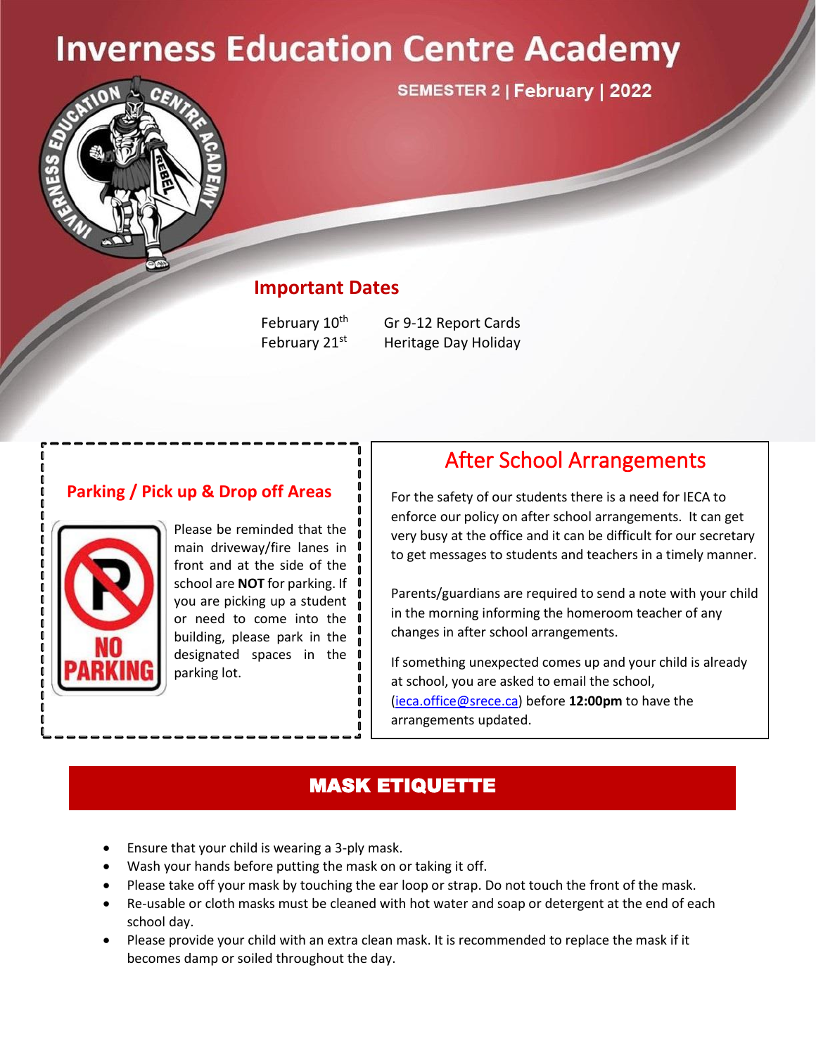# Inverness Education Centre Academy

SEMESTER 2 | **February | 2022**

## Important Dates

| | |
|---|---|
| February 10th | Gr 9-12 Report Cards |
| February 21st | Heritage Day Holiday |

## Parking / Pick up & Drop off Areas

Please be reminded that the main driveway/fire lanes in front and at the side of the school are **NOT** for parking. If you are picking up a student or need to come into the building, please park in the designated spaces in the parking lot.

## After School Arrangements

For the safety of our students there is a need for IECA to enforce our policy on after school arrangements. It can get very busy at the office and it can be difficult for our secretary to get messages to students and teachers in a timely manner.

Parents/guardians are required to send a note with your child in the morning informing the homeroom teacher of any changes in after school arrangements.

If something unexpected comes up and your child is already at school, you are asked to email the school, (ieca.office@srece.ca) before **12:00pm** to have the arrangements updated.

## MASK ETIQUETTE

- Ensure that your child is wearing a 3-ply mask.
- Wash your hands before putting the mask on or taking it off.
- Please take off your mask by touching the ear loop or strap. Do not touch the front of the mask.
- Re-usable or cloth masks must be cleaned with hot water and soap or detergent at the end of each school day.
- Please provide your child with an extra clean mask. It is recommended to replace the mask if it becomes damp or soiled throughout the day.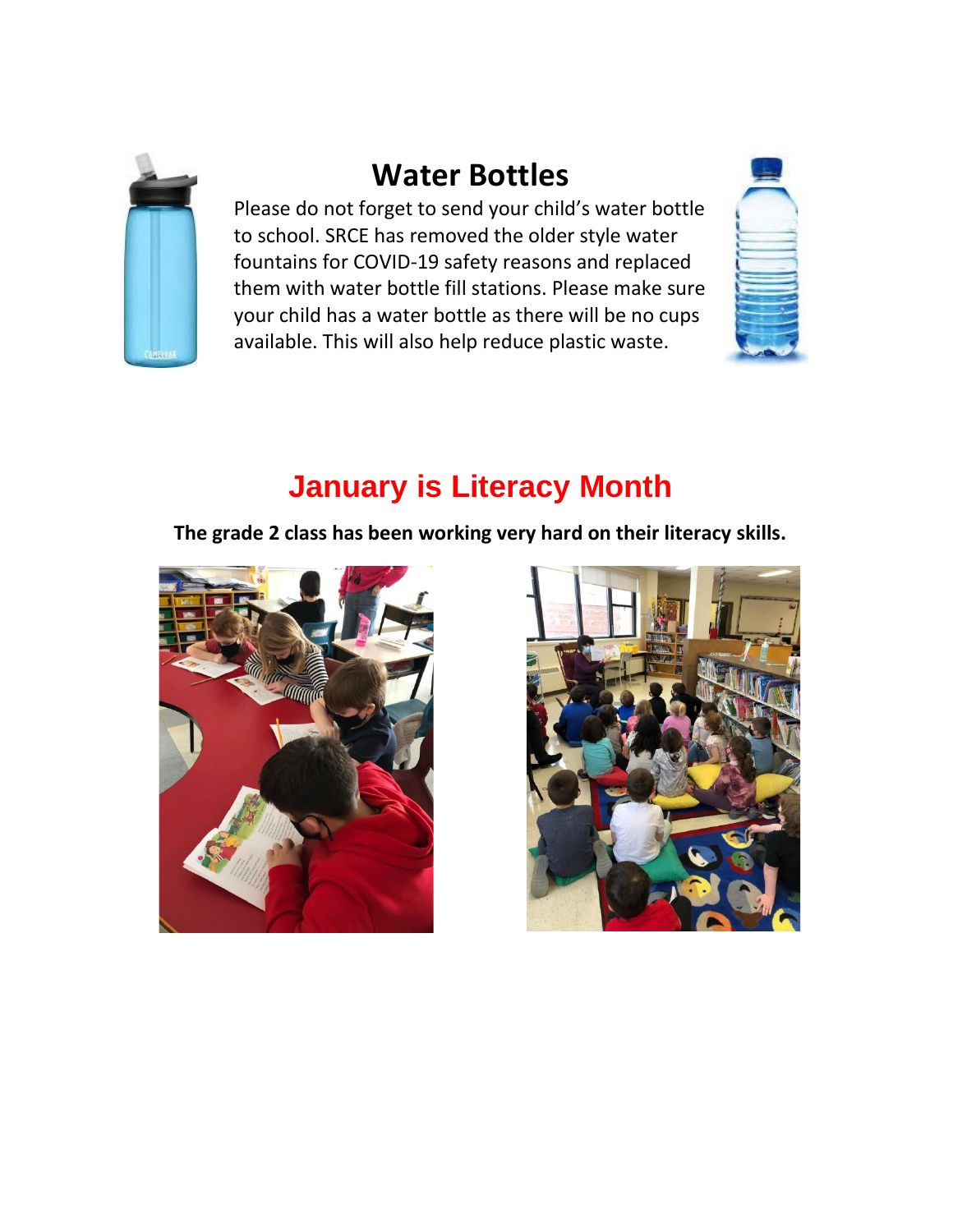## Water Bottles

Please do not forget to send your child's water bottle to school. SRCE has removed the older style water fountains for COVID-19 safety reasons and replaced them with water bottle fill stations. Please make sure your child has a water bottle as there will be no cups available. This will also help reduce plastic waste.

## January is Literacy Month

**The grade 2 class has been working very hard on their literacy skills.**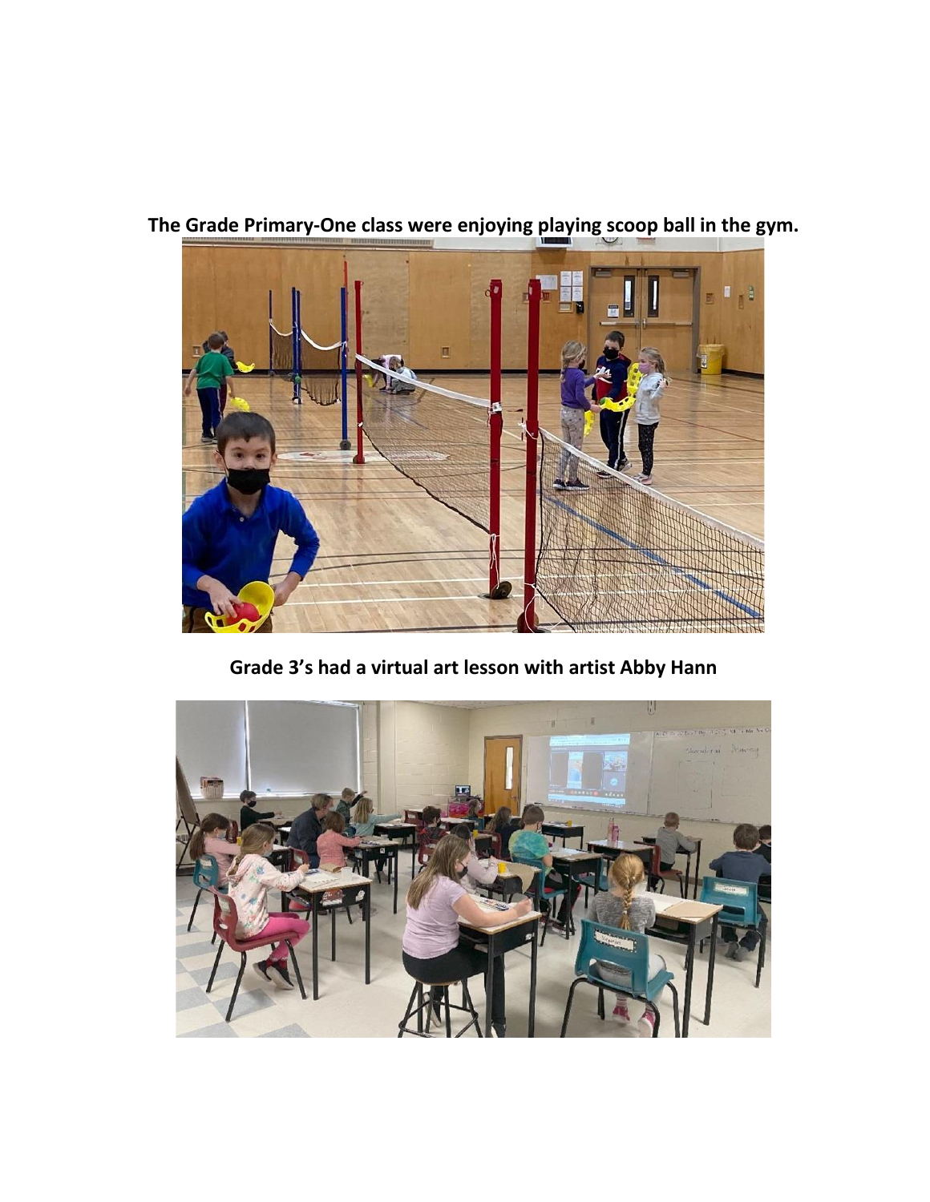**The Grade Primary-One class were enjoying playing scoop ball in the gym.**

**Grade 3's had a virtual art lesson with artist Abby Hann**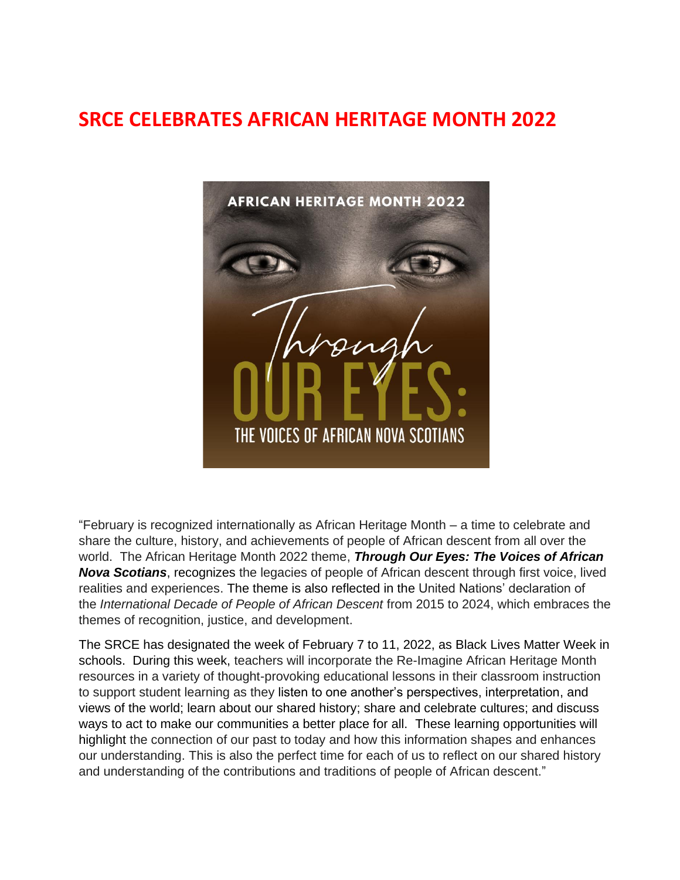# SRCE CELEBRATES AFRICAN HERITAGE MONTH 2022

AFRICAN HERITAGE MONTH 2022

Through OUR EYES: THE VOICES OF AFRICAN NOVA SCOTIANS

"February is recognized internationally as African Heritage Month – a time to celebrate and share the culture, history, and achievements of people of African descent from all over the world. The African Heritage Month 2022 theme, ***Through Our Eyes: The Voices of African Nova Scotians***, recognizes the legacies of people of African descent through first voice, lived realities and experiences. The theme is also reflected in the United Nations' declaration of the *International Decade of People of African Descent* from 2015 to 2024, which embraces the themes of recognition, justice, and development.

The SRCE has designated the week of February 7 to 11, 2022, as Black Lives Matter Week in schools. During this week, teachers will incorporate the Re-Imagine African Heritage Month resources in a variety of thought-provoking educational lessons in their classroom instruction to support student learning as they listen to one another's perspectives, interpretation, and views of the world; learn about our shared history; share and celebrate cultures; and discuss ways to act to make our communities a better place for all. These learning opportunities will highlight the connection of our past to today and how this information shapes and enhances our understanding. This is also the perfect time for each of us to reflect on our shared history and understanding of the contributions and traditions of people of African descent."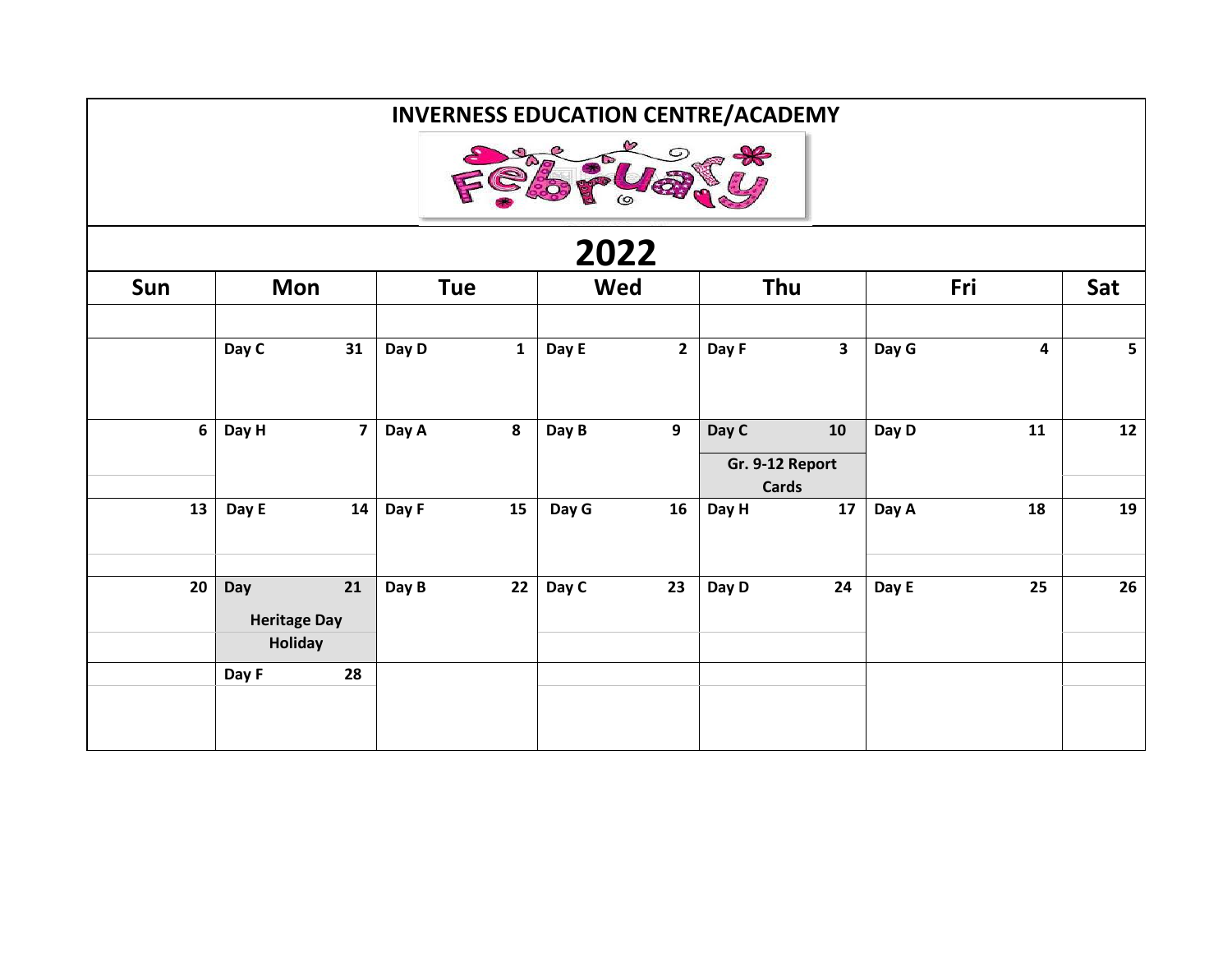# INVERNESS EDUCATION CENTRE/ACADEMY

February

## 2022

| Sun | Mon | Tue | Wed | Thu | Fri | Sat |
|---|---|---|---|---|---|---|
| | | | | | | |
| | Day C 31 | Day D 1 | Day E 2 | Day F 3 | Day G 4 | 5 |
| 6 | Day H 7 | Day A 8 | Day B 9 | Day C 10<br>Gr. 9-12 Report Cards | Day D 11 | 12 |
| 13 | Day E 14 | Day F 15 | Day G 16 | Day H 17 | Day A 18 | 19 |
| 20 | Day 21<br>Heritage Day Holiday | Day B 22 | Day C 23 | Day D 24 | Day E 25 | 26 |
| | Day F 28 | | | | | |